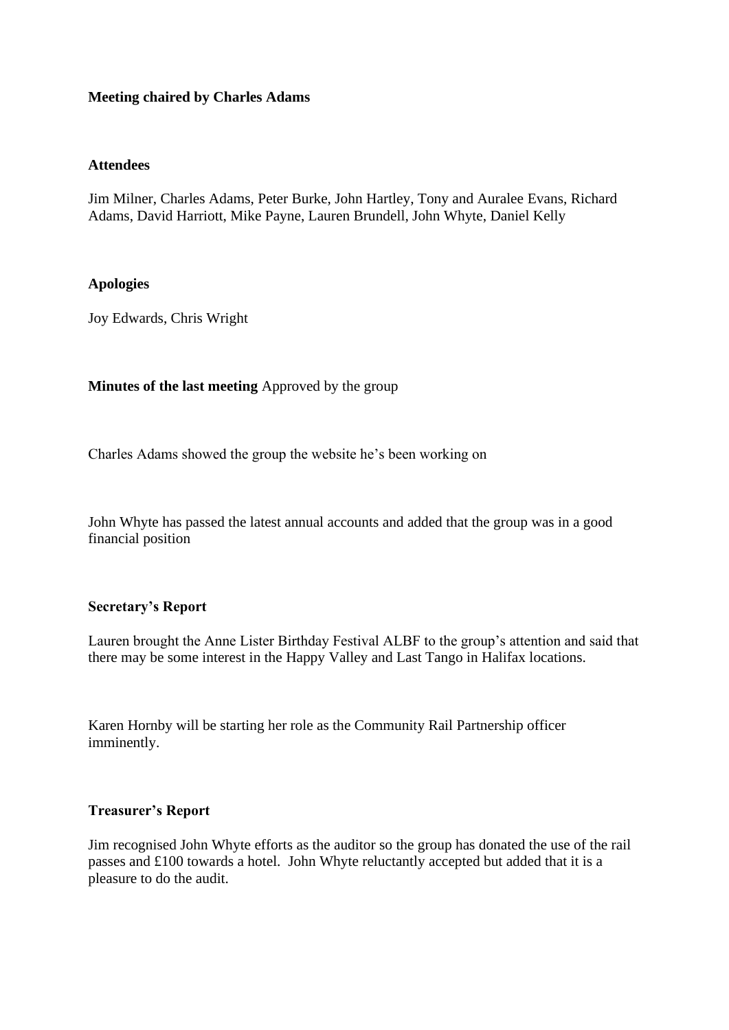**Meeting chaired by Charles Adams**

**Attendees**

Jim Milner, Charles Adams, Peter Burke, John Hartley, Tony and Auralee Evans, Richard Adams, David Harriott, Mike Payne, Lauren Brundell, John Whyte, Daniel Kelly

**Apologies**

Joy Edwards, Chris Wright

**Minutes of the last meeting** Approved by the group

Charles Adams showed the group the website he's been working on

John Whyte has passed the latest annual accounts and added that the group was in a good financial position

**Secretary's Report**

Lauren brought the Anne Lister Birthday Festival ALBF to the group's attention and said that there may be some interest in the Happy Valley and Last Tango in Halifax locations.

Karen Hornby will be starting her role as the Community Rail Partnership officer imminently.

**Treasurer's Report**

Jim recognised John Whyte efforts as the auditor so the group has donated the use of the rail passes and £100 towards a hotel. John Whyte reluctantly accepted but added that it is a pleasure to do the audit.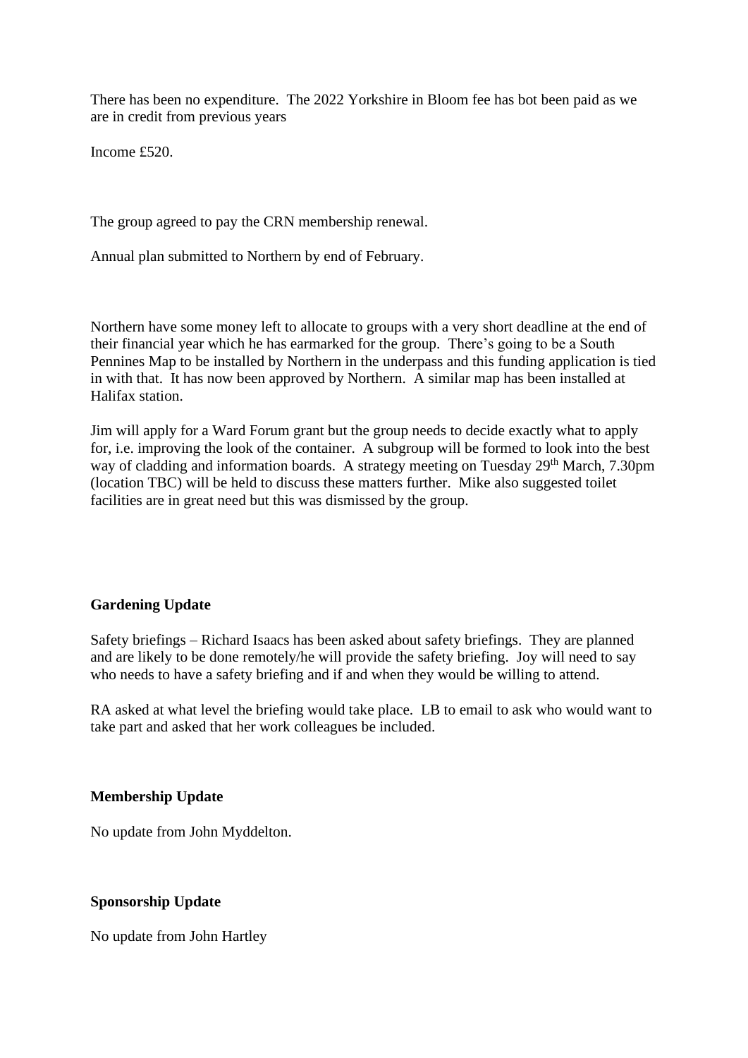There has been no expenditure. The 2022 Yorkshire in Bloom fee has bot been paid as we are in credit from previous years

Income £520.

The group agreed to pay the CRN membership renewal.

Annual plan submitted to Northern by end of February.

Northern have some money left to allocate to groups with a very short deadline at the end of their financial year which he has earmarked for the group. There's going to be a South Pennines Map to be installed by Northern in the underpass and this funding application is tied in with that. It has now been approved by Northern. A similar map has been installed at Halifax station.

Jim will apply for a Ward Forum grant but the group needs to decide exactly what to apply for, i.e. improving the look of the container. A subgroup will be formed to look into the best way of cladding and information boards. A strategy meeting on Tuesday 29th March, 7.30pm (location TBC) will be held to discuss these matters further. Mike also suggested toilet facilities are in great need but this was dismissed by the group.

**Gardening Update**

Safety briefings – Richard Isaacs has been asked about safety briefings. They are planned and are likely to be done remotely/he will provide the safety briefing. Joy will need to say who needs to have a safety briefing and if and when they would be willing to attend.

RA asked at what level the briefing would take place. LB to email to ask who would want to take part and asked that her work colleagues be included.

**Membership Update**

No update from John Myddelton.

**Sponsorship Update**

No update from John Hartley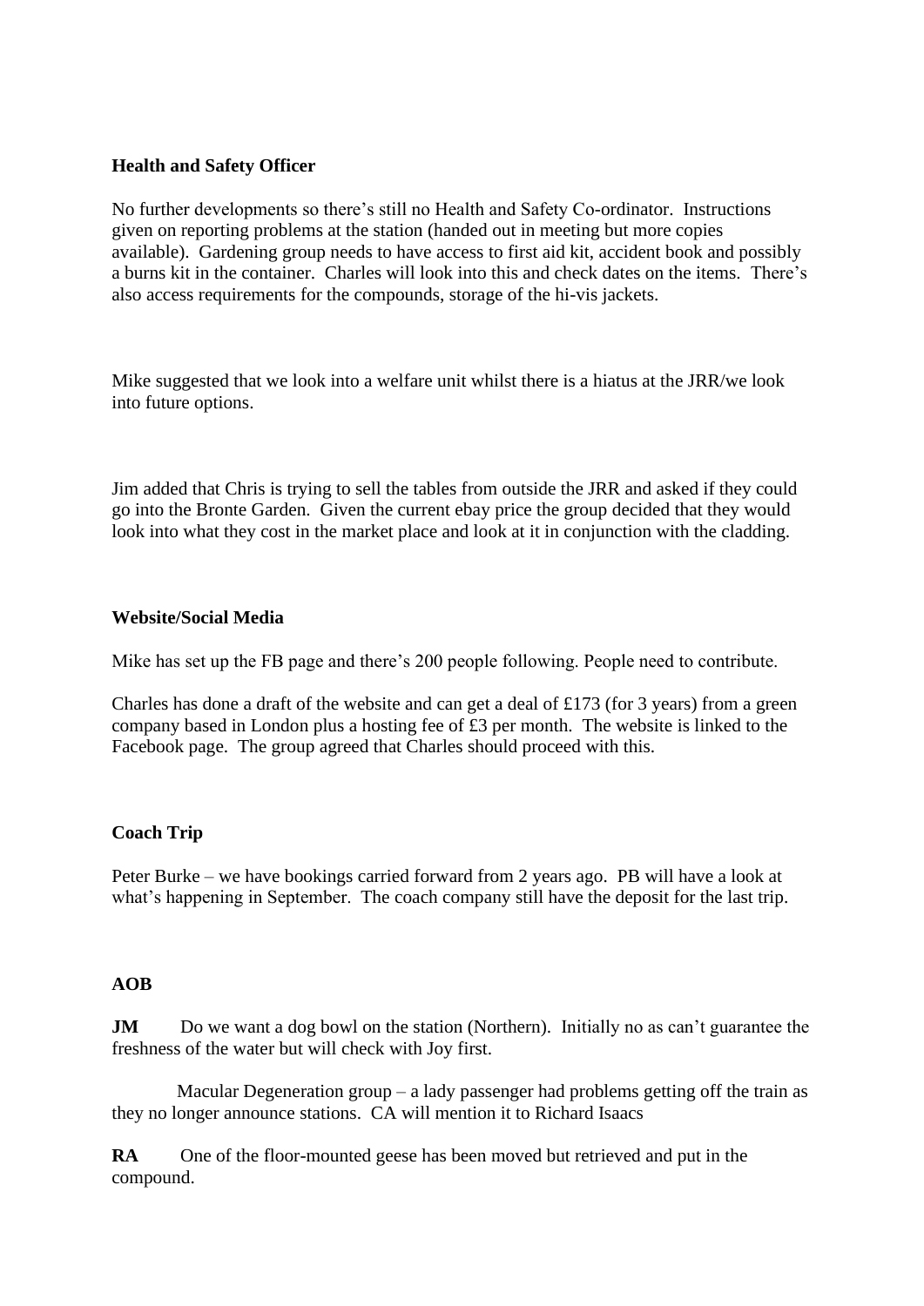**Health and Safety Officer**

No further developments so there's still no Health and Safety Co-ordinator. Instructions given on reporting problems at the station (handed out in meeting but more copies available). Gardening group needs to have access to first aid kit, accident book and possibly a burns kit in the container. Charles will look into this and check dates on the items. There's also access requirements for the compounds, storage of the hi-vis jackets.

Mike suggested that we look into a welfare unit whilst there is a hiatus at the JRR/we look into future options.

Jim added that Chris is trying to sell the tables from outside the JRR and asked if they could go into the Bronte Garden. Given the current ebay price the group decided that they would look into what they cost in the market place and look at it in conjunction with the cladding.

**Website/Social Media**

Mike has set up the FB page and there's 200 people following. People need to contribute.

Charles has done a draft of the website and can get a deal of £173 (for 3 years) from a green company based in London plus a hosting fee of £3 per month. The website is linked to the Facebook page. The group agreed that Charles should proceed with this.

**Coach Trip**

Peter Burke – we have bookings carried forward from 2 years ago. PB will have a look at what's happening in September. The coach company still have the deposit for the last trip.

**AOB**

**JM** Do we want a dog bowl on the station (Northern). Initially no as can't guarantee the freshness of the water but will check with Joy first.

Macular Degeneration group – a lady passenger had problems getting off the train as they no longer announce stations. CA will mention it to Richard Isaacs

**RA** One of the floor-mounted geese has been moved but retrieved and put in the compound.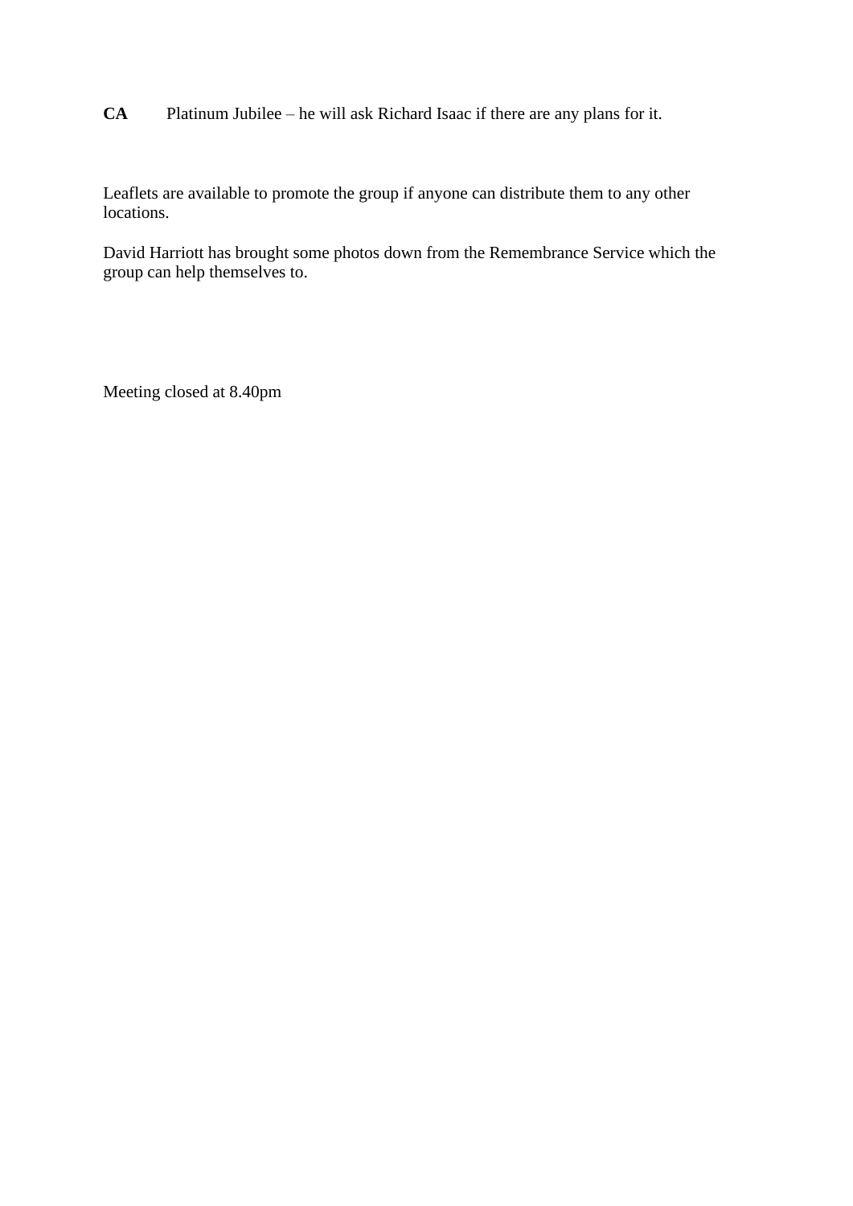**CA** Platinum Jubilee – he will ask Richard Isaac if there are any plans for it.

Leaflets are available to promote the group if anyone can distribute them to any other locations.

David Harriott has brought some photos down from the Remembrance Service which the group can help themselves to.

Meeting closed at 8.40pm